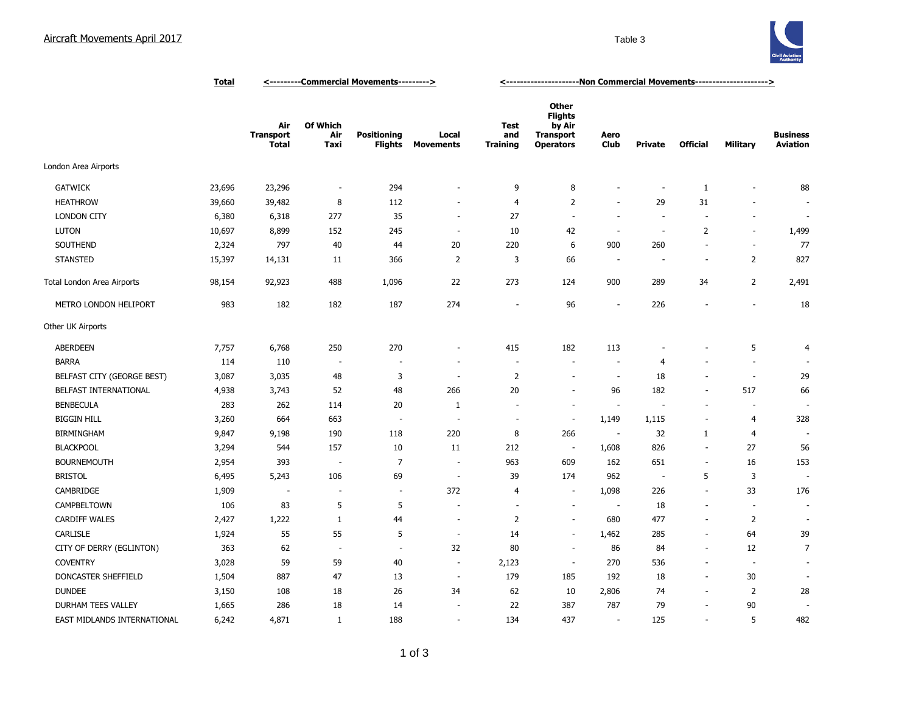# Aircraft Movements April 2017

Table 3

| | Total | <---------Commercial Movements---------> | | | | <--------------------Non Commercial Movements--------------------> | | | | | | |
|---|---|---|---|---|---|---|---|---|---|---|---|---|
| | | Air Transport Total | Of Which Air Taxi | Positioning Flights | Local Movements | Test and Training | Other Flights by Air Transport Operators | Aero Club | Private | Official | Military | Business Aviation |
| London Area Airports | | | | | | | | | | | | |
| GATWICK | 23,696 | 23,296 | - | 294 | - | 9 | 8 | - | - | 1 | - | 88 |
| HEATHROW | 39,660 | 39,482 | 8 | 112 | - | 4 | 2 | - | 29 | 31 | - | - |
| LONDON CITY | 6,380 | 6,318 | 277 | 35 | - | 27 | - | - | - | - | - | - |
| LUTON | 10,697 | 8,899 | 152 | 245 | - | 10 | 42 | - | - | 2 | - | 1,499 |
| SOUTHEND | 2,324 | 797 | 40 | 44 | 20 | 220 | 6 | 900 | 260 | - | - | 77 |
| STANSTED | 15,397 | 14,131 | 11 | 366 | 2 | 3 | 66 | - | - | - | 2 | 827 |
| Total London Area Airports | 98,154 | 92,923 | 488 | 1,096 | 22 | 273 | 124 | 900 | 289 | 34 | 2 | 2,491 |
| METRO LONDON HELIPORT | 983 | 182 | 182 | 187 | 274 | - | 96 | - | 226 | - | - | 18 |
| Other UK Airports | | | | | | | | | | | | |
| ABERDEEN | 7,757 | 6,768 | 250 | 270 | - | 415 | 182 | 113 | - | - | 5 | 4 |
| BARRA | 114 | 110 | - | - | - | - | - | - | 4 | - | - | - |
| BELFAST CITY (GEORGE BEST) | 3,087 | 3,035 | 48 | 3 | - | 2 | - | - | 18 | - | - | 29 |
| BELFAST INTERNATIONAL | 4,938 | 3,743 | 52 | 48 | 266 | 20 | - | 96 | 182 | - | 517 | 66 |
| BENBECULA | 283 | 262 | 114 | 20 | 1 | - | - | - | - | - | - | - |
| BIGGIN HILL | 3,260 | 664 | 663 | - | - | - | - | 1,149 | 1,115 | - | 4 | 328 |
| BIRMINGHAM | 9,847 | 9,198 | 190 | 118 | 220 | 8 | 266 | - | 32 | 1 | 4 | - |
| BLACKPOOL | 3,294 | 544 | 157 | 10 | 11 | 212 | - | 1,608 | 826 | - | 27 | 56 |
| BOURNEMOUTH | 2,954 | 393 | - | 7 | - | 963 | 609 | 162 | 651 | - | 16 | 153 |
| BRISTOL | 6,495 | 5,243 | 106 | 69 | - | 39 | 174 | 962 | - | 5 | 3 | - |
| CAMBRIDGE | 1,909 | - | - | - | 372 | 4 | - | 1,098 | 226 | - | 33 | 176 |
| CAMPBELTOWN | 106 | 83 | 5 | 5 | - | - | - | - | 18 | - | - | - |
| CARDIFF WALES | 2,427 | 1,222 | 1 | 44 | - | 2 | - | 680 | 477 | - | 2 | - |
| CARLISLE | 1,924 | 55 | 55 | 5 | - | 14 | - | 1,462 | 285 | - | 64 | 39 |
| CITY OF DERRY (EGLINTON) | 363 | 62 | - | - | 32 | 80 | - | 86 | 84 | - | 12 | 7 |
| COVENTRY | 3,028 | 59 | 59 | 40 | - | 2,123 | - | 270 | 536 | - | - | - |
| DONCASTER SHEFFIELD | 1,504 | 887 | 47 | 13 | - | 179 | 185 | 192 | 18 | - | 30 | - |
| DUNDEE | 3,150 | 108 | 18 | 26 | 34 | 62 | 10 | 2,806 | 74 | - | 2 | 28 |
| DURHAM TEES VALLEY | 1,665 | 286 | 18 | 14 | - | 22 | 387 | 787 | 79 | - | 90 | - |
| EAST MIDLANDS INTERNATIONAL | 6,242 | 4,871 | 1 | 188 | - | 134 | 437 | - | 125 | - | 5 | 482 |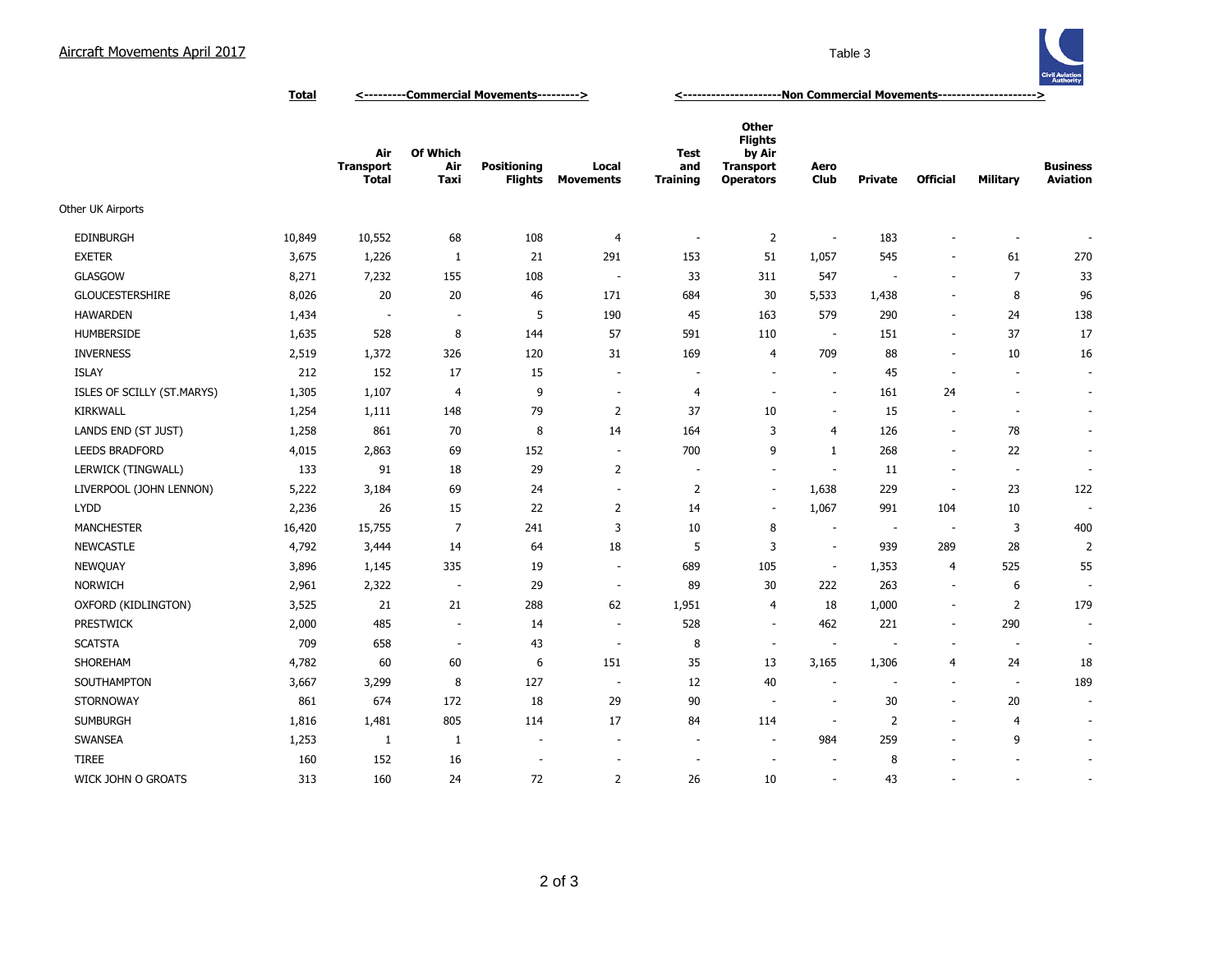Aircraft Movements April 2017

Table 3

| | Total | Commercial Movements | | | | Non Commercial Movements | | | | | | | |
|---|---|---|---|---|---|---|---|---|---|---|---|---|---|
| | | Air Transport Total | Of Which Air Taxi | Positioning Flights | Local Movements | Test and Training | Other Flights by Air Transport Operators | Aero Club | Private | Official | Military | Business Aviation |
| Other UK Airports | | | | | | | | | | | | |
| EDINBURGH | 10,849 | 10,552 | 68 | 108 | 4 | - | 2 | - | 183 | - | - | - |
| EXETER | 3,675 | 1,226 | 1 | 21 | 291 | 153 | 51 | 1,057 | 545 | - | 61 | 270 |
| GLASGOW | 8,271 | 7,232 | 155 | 108 | - | 33 | 311 | 547 | - | - | 7 | 33 |
| GLOUCESTERSHIRE | 8,026 | 20 | 20 | 46 | 171 | 684 | 30 | 5,533 | 1,438 | - | 8 | 96 |
| HAWARDEN | 1,434 | - | - | 5 | 190 | 45 | 163 | 579 | 290 | - | 24 | 138 |
| HUMBERSIDE | 1,635 | 528 | 8 | 144 | 57 | 591 | 110 | - | 151 | - | 37 | 17 |
| INVERNESS | 2,519 | 1,372 | 326 | 120 | 31 | 169 | 4 | 709 | 88 | - | 10 | 16 |
| ISLAY | 212 | 152 | 17 | 15 | - | - | - | - | 45 | - | - | - |
| ISLES OF SCILLY (ST.MARYS) | 1,305 | 1,107 | 4 | 9 | - | 4 | - | - | 161 | 24 | - | - |
| KIRKWALL | 1,254 | 1,111 | 148 | 79 | 2 | 37 | 10 | - | 15 | - | - | - |
| LANDS END (ST JUST) | 1,258 | 861 | 70 | 8 | 14 | 164 | 3 | 4 | 126 | - | 78 | - |
| LEEDS BRADFORD | 4,015 | 2,863 | 69 | 152 | - | 700 | 9 | 1 | 268 | - | 22 | - |
| LERWICK (TINGWALL) | 133 | 91 | 18 | 29 | 2 | - | - | - | 11 | - | - | - |
| LIVERPOOL (JOHN LENNON) | 5,222 | 3,184 | 69 | 24 | - | 2 | - | 1,638 | 229 | - | 23 | 122 |
| LYDD | 2,236 | 26 | 15 | 22 | 2 | 14 | - | 1,067 | 991 | 104 | 10 | - |
| MANCHESTER | 16,420 | 15,755 | 7 | 241 | 3 | 10 | 8 | - | - | - | 3 | 400 |
| NEWCASTLE | 4,792 | 3,444 | 14 | 64 | 18 | 5 | 3 | - | 939 | 289 | 28 | 2 |
| NEWQUAY | 3,896 | 1,145 | 335 | 19 | - | 689 | 105 | - | 1,353 | 4 | 525 | 55 |
| NORWICH | 2,961 | 2,322 | - | 29 | - | 89 | 30 | 222 | 263 | - | 6 | - |
| OXFORD (KIDLINGTON) | 3,525 | 21 | 21 | 288 | 62 | 1,951 | 4 | 18 | 1,000 | - | 2 | 179 |
| PRESTWICK | 2,000 | 485 | - | 14 | - | 528 | - | 462 | 221 | - | 290 | - |
| SCATSTA | 709 | 658 | - | 43 | - | 8 | - | - | - | - | - | - |
| SHOREHAM | 4,782 | 60 | 60 | 6 | 151 | 35 | 13 | 3,165 | 1,306 | 4 | 24 | 18 |
| SOUTHAMPTON | 3,667 | 3,299 | 8 | 127 | - | 12 | 40 | - | - | - | - | 189 |
| STORNOWAY | 861 | 674 | 172 | 18 | 29 | 90 | - | - | 30 | - | 20 | - |
| SUMBURGH | 1,816 | 1,481 | 805 | 114 | 17 | 84 | 114 | - | 2 | - | 4 | - |
| SWANSEA | 1,253 | 1 | 1 | - | - | - | - | 984 | 259 | - | 9 | - |
| TIREE | 160 | 152 | 16 | - | - | - | - | - | 8 | - | - | - |
| WICK JOHN O GROATS | 313 | 160 | 24 | 72 | 2 | 26 | 10 | - | 43 | - | - | - |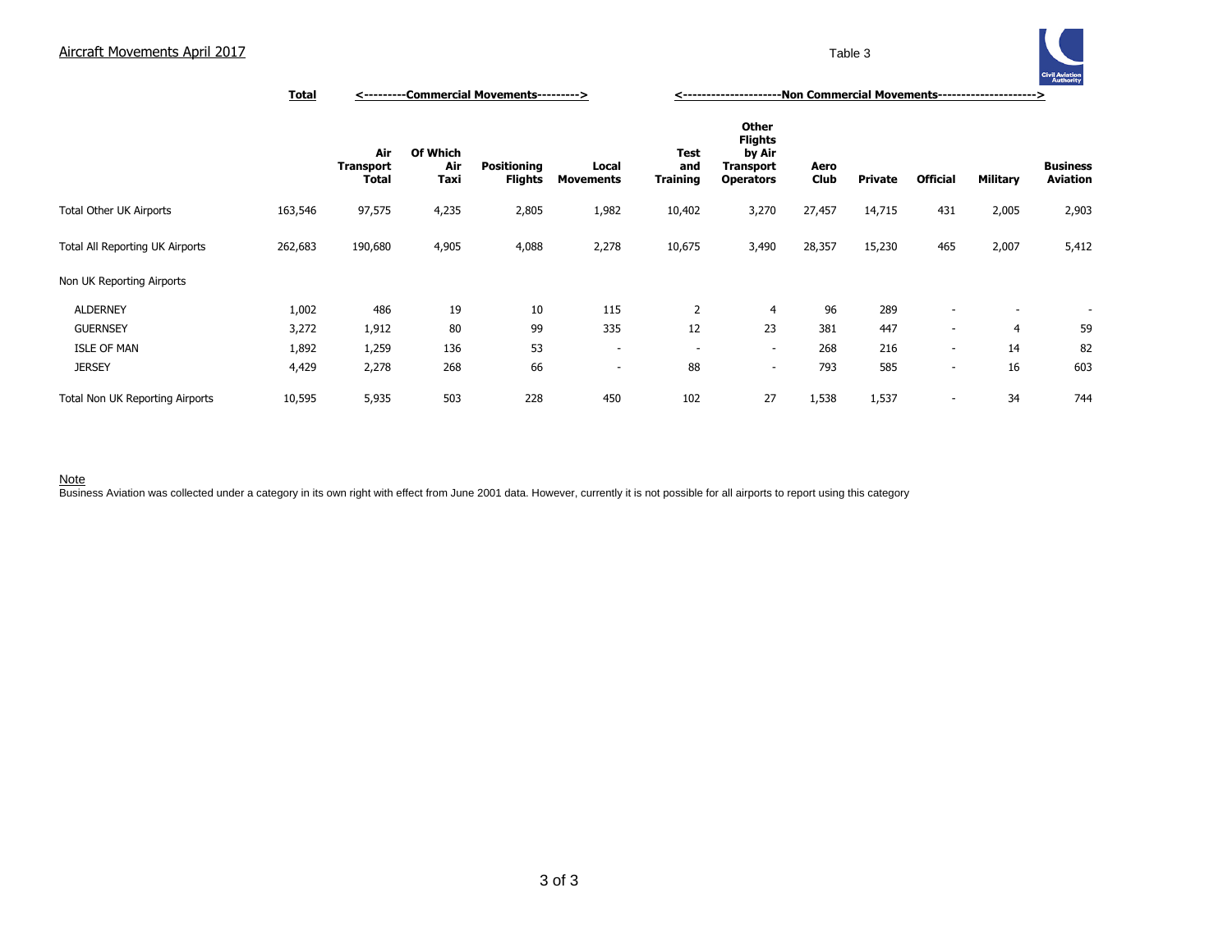## Aircraft Movements April 2017

Table 3

| | Total | Commercial Movements | | | | Non Commercial Movements | | | | | | |
|---|---|---|---|---|---|---|---|---|---|---|---|---|
| | | Air Transport Total | Of Which Air Taxi | Positioning Flights | Local Movements | Test and Training | Other Flights by Air Transport Operators | Aero Club | Private | Official | Military | Business Aviation |
| Total Other UK Airports | 163,546 | 97,575 | 4,235 | 2,805 | 1,982 | 10,402 | 3,270 | 27,457 | 14,715 | 431 | 2,005 | 2,903 |
| Total All Reporting UK Airports | 262,683 | 190,680 | 4,905 | 4,088 | 2,278 | 10,675 | 3,490 | 28,357 | 15,230 | 465 | 2,007 | 5,412 |
| Non UK Reporting Airports | | | | | | | | | | | | |
| ALDERNEY | 1,002 | 486 | 19 | 10 | 115 | 2 | 4 | 96 | 289 | - | - | - |
| GUERNSEY | 3,272 | 1,912 | 80 | 99 | 335 | 12 | 23 | 381 | 447 | - | 4 | 59 |
| ISLE OF MAN | 1,892 | 1,259 | 136 | 53 | - | - | - | 268 | 216 | - | 14 | 82 |
| JERSEY | 4,429 | 2,278 | 268 | 66 | - | 88 | - | 793 | 585 | - | 16 | 603 |
| Total Non UK Reporting Airports | 10,595 | 5,935 | 503 | 228 | 450 | 102 | 27 | 1,538 | 1,537 | - | 34 | 744 |

Note

Business Aviation was collected under a category in its own right with effect from June 2001 data. However, currently it is not possible for all airports to report using this category